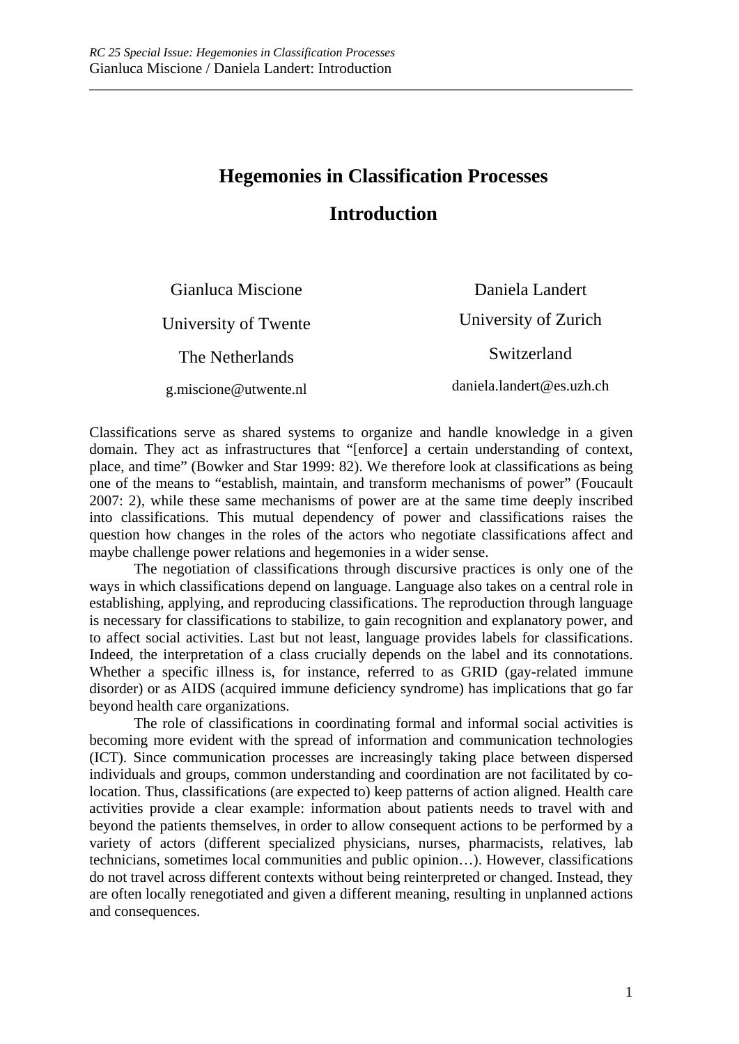# Hegemonies in Classification Processes

## Introduction

Gianluca Miscione
University of Twente
The Netherlands
g.miscione@utwente.nl

Daniela Landert
University of Zurich
Switzerland
daniela.landert@es.uzh.ch

Classifications serve as shared systems to organize and handle knowledge in a given domain. They act as infrastructures that "[enforce] a certain understanding of context, place, and time" (Bowker and Star 1999: 82). We therefore look at classifications as being one of the means to "establish, maintain, and transform mechanisms of power" (Foucault 2007: 2), while these same mechanisms of power are at the same time deeply inscribed into classifications. This mutual dependency of power and classifications raises the question how changes in the roles of the actors who negotiate classifications affect and maybe challenge power relations and hegemonies in a wider sense.

The negotiation of classifications through discursive practices is only one of the ways in which classifications depend on language. Language also takes on a central role in establishing, applying, and reproducing classifications. The reproduction through language is necessary for classifications to stabilize, to gain recognition and explanatory power, and to affect social activities. Last but not least, language provides labels for classifications. Indeed, the interpretation of a class crucially depends on the label and its connotations. Whether a specific illness is, for instance, referred to as GRID (gay-related immune disorder) or as AIDS (acquired immune deficiency syndrome) has implications that go far beyond health care organizations.

The role of classifications in coordinating formal and informal social activities is becoming more evident with the spread of information and communication technologies (ICT). Since communication processes are increasingly taking place between dispersed individuals and groups, common understanding and coordination are not facilitated by co-location. Thus, classifications (are expected to) keep patterns of action aligned. Health care activities provide a clear example: information about patients needs to travel with and beyond the patients themselves, in order to allow consequent actions to be performed by a variety of actors (different specialized physicians, nurses, pharmacists, relatives, lab technicians, sometimes local communities and public opinion…). However, classifications do not travel across different contexts without being reinterpreted or changed. Instead, they are often locally renegotiated and given a different meaning, resulting in unplanned actions and consequences.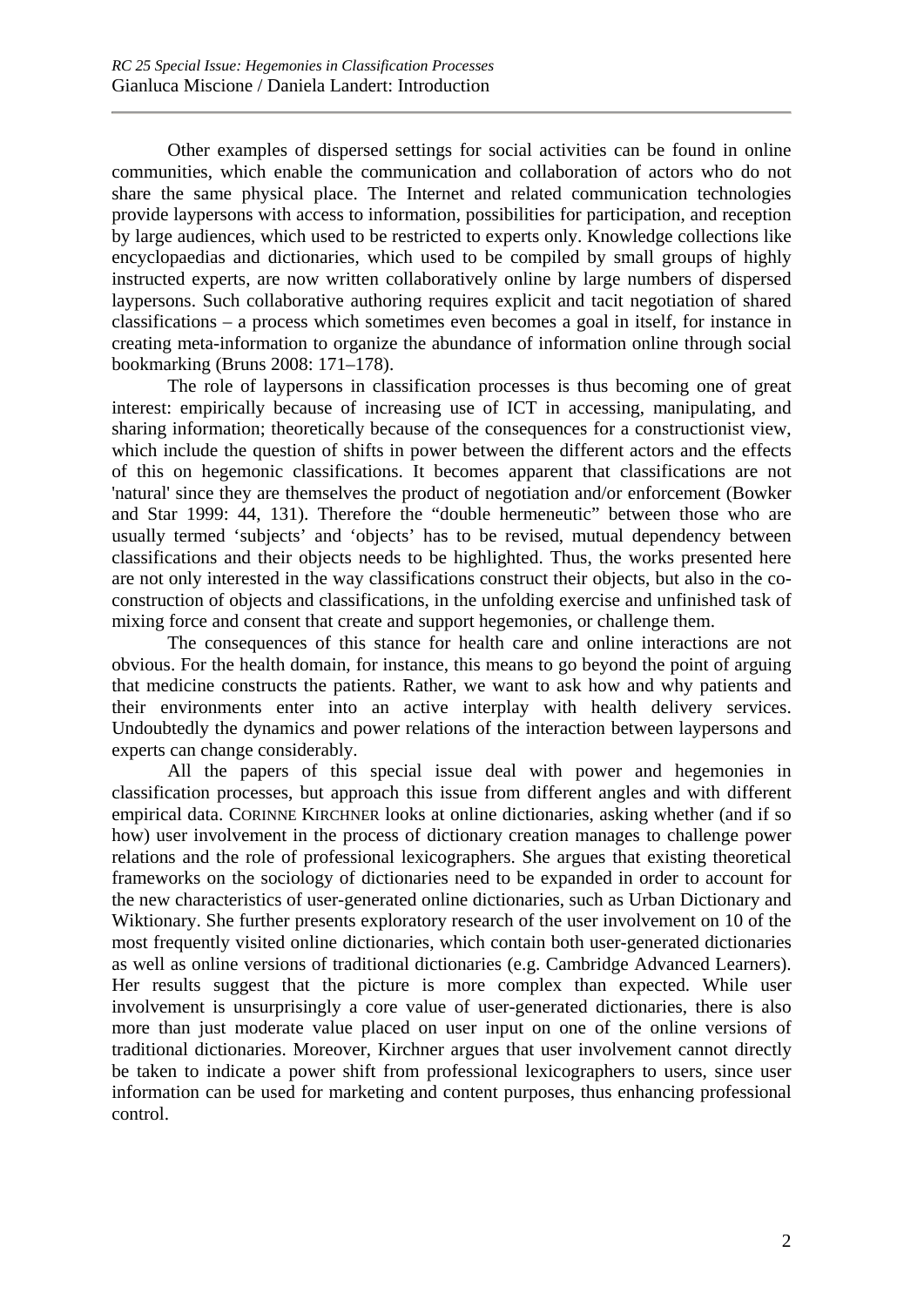Other examples of dispersed settings for social activities can be found in online communities, which enable the communication and collaboration of actors who do not share the same physical place. The Internet and related communication technologies provide laypersons with access to information, possibilities for participation, and reception by large audiences, which used to be restricted to experts only. Knowledge collections like encyclopaedias and dictionaries, which used to be compiled by small groups of highly instructed experts, are now written collaboratively online by large numbers of dispersed laypersons. Such collaborative authoring requires explicit and tacit negotiation of shared classifications – a process which sometimes even becomes a goal in itself, for instance in creating meta-information to organize the abundance of information online through social bookmarking (Bruns 2008: 171–178).

The role of laypersons in classification processes is thus becoming one of great interest: empirically because of increasing use of ICT in accessing, manipulating, and sharing information; theoretically because of the consequences for a constructionist view, which include the question of shifts in power between the different actors and the effects of this on hegemonic classifications. It becomes apparent that classifications are not 'natural' since they are themselves the product of negotiation and/or enforcement (Bowker and Star 1999: 44, 131). Therefore the "double hermeneutic" between those who are usually termed 'subjects' and 'objects' has to be revised, mutual dependency between classifications and their objects needs to be highlighted. Thus, the works presented here are not only interested in the way classifications construct their objects, but also in the co-construction of objects and classifications, in the unfolding exercise and unfinished task of mixing force and consent that create and support hegemonies, or challenge them.

The consequences of this stance for health care and online interactions are not obvious. For the health domain, for instance, this means to go beyond the point of arguing that medicine constructs the patients. Rather, we want to ask how and why patients and their environments enter into an active interplay with health delivery services. Undoubtedly the dynamics and power relations of the interaction between laypersons and experts can change considerably.

All the papers of this special issue deal with power and hegemonies in classification processes, but approach this issue from different angles and with different empirical data. CORINNE KIRCHNER looks at online dictionaries, asking whether (and if so how) user involvement in the process of dictionary creation manages to challenge power relations and the role of professional lexicographers. She argues that existing theoretical frameworks on the sociology of dictionaries need to be expanded in order to account for the new characteristics of user-generated online dictionaries, such as Urban Dictionary and Wiktionary. She further presents exploratory research of the user involvement on 10 of the most frequently visited online dictionaries, which contain both user-generated dictionaries as well as online versions of traditional dictionaries (e.g. Cambridge Advanced Learners). Her results suggest that the picture is more complex than expected. While user involvement is unsurprisingly a core value of user-generated dictionaries, there is also more than just moderate value placed on user input on one of the online versions of traditional dictionaries. Moreover, Kirchner argues that user involvement cannot directly be taken to indicate a power shift from professional lexicographers to users, since user information can be used for marketing and content purposes, thus enhancing professional control.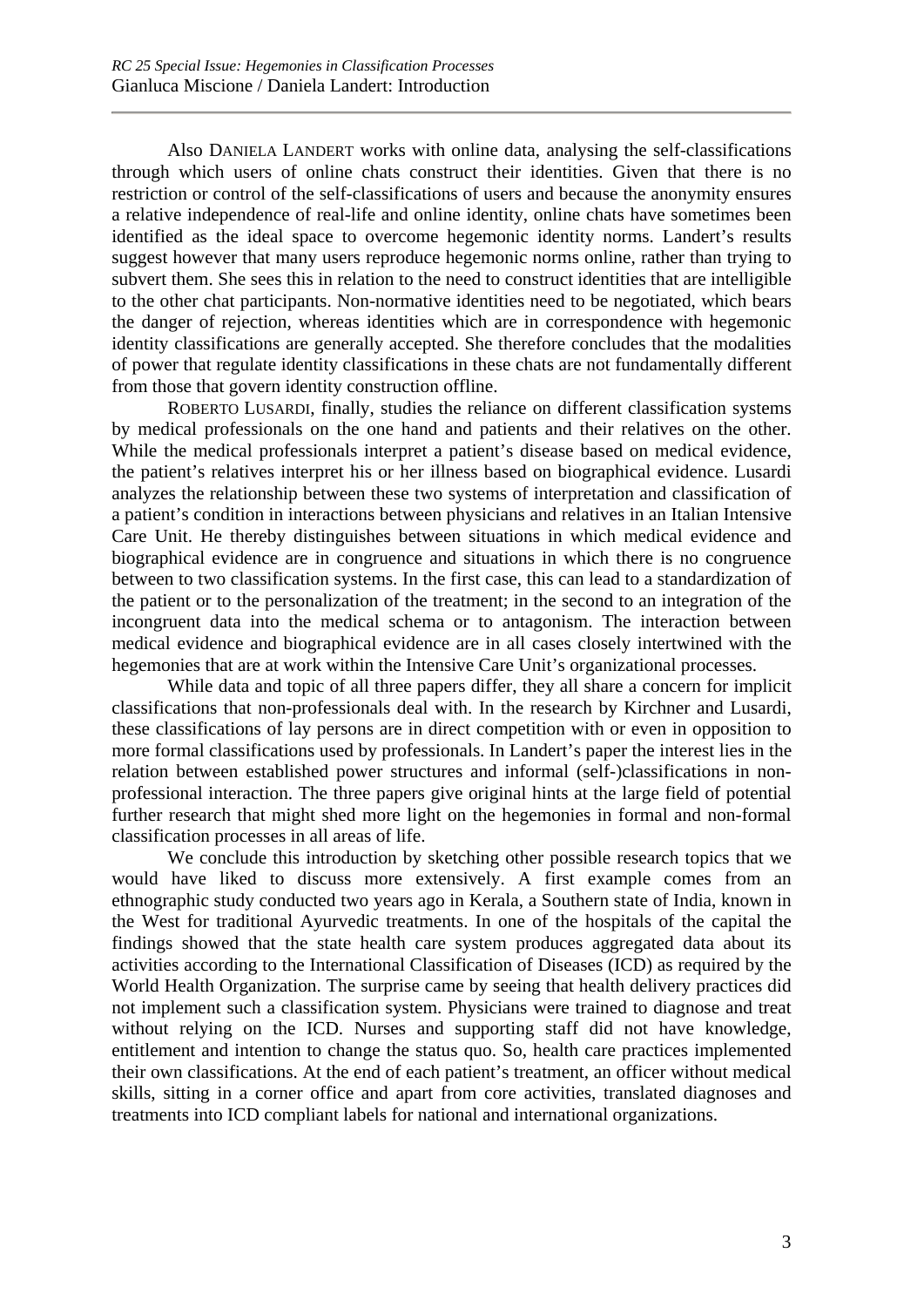Also DANIELA LANDERT works with online data, analysing the self-classifications through which users of online chats construct their identities. Given that there is no restriction or control of the self-classifications of users and because the anonymity ensures a relative independence of real-life and online identity, online chats have sometimes been identified as the ideal space to overcome hegemonic identity norms. Landert's results suggest however that many users reproduce hegemonic norms online, rather than trying to subvert them. She sees this in relation to the need to construct identities that are intelligible to the other chat participants. Non-normative identities need to be negotiated, which bears the danger of rejection, whereas identities which are in correspondence with hegemonic identity classifications are generally accepted. She therefore concludes that the modalities of power that regulate identity classifications in these chats are not fundamentally different from those that govern identity construction offline.

ROBERTO LUSARDI, finally, studies the reliance on different classification systems by medical professionals on the one hand and patients and their relatives on the other. While the medical professionals interpret a patient's disease based on medical evidence, the patient's relatives interpret his or her illness based on biographical evidence. Lusardi analyzes the relationship between these two systems of interpretation and classification of a patient's condition in interactions between physicians and relatives in an Italian Intensive Care Unit. He thereby distinguishes between situations in which medical evidence and biographical evidence are in congruence and situations in which there is no congruence between to two classification systems. In the first case, this can lead to a standardization of the patient or to the personalization of the treatment; in the second to an integration of the incongruent data into the medical schema or to antagonism. The interaction between medical evidence and biographical evidence are in all cases closely intertwined with the hegemonies that are at work within the Intensive Care Unit's organizational processes.

While data and topic of all three papers differ, they all share a concern for implicit classifications that non-professionals deal with. In the research by Kirchner and Lusardi, these classifications of lay persons are in direct competition with or even in opposition to more formal classifications used by professionals. In Landert's paper the interest lies in the relation between established power structures and informal (self-)classifications in non-professional interaction. The three papers give original hints at the large field of potential further research that might shed more light on the hegemonies in formal and non-formal classification processes in all areas of life.

We conclude this introduction by sketching other possible research topics that we would have liked to discuss more extensively. A first example comes from an ethnographic study conducted two years ago in Kerala, a Southern state of India, known in the West for traditional Ayurvedic treatments. In one of the hospitals of the capital the findings showed that the state health care system produces aggregated data about its activities according to the International Classification of Diseases (ICD) as required by the World Health Organization. The surprise came by seeing that health delivery practices did not implement such a classification system. Physicians were trained to diagnose and treat without relying on the ICD. Nurses and supporting staff did not have knowledge, entitlement and intention to change the status quo. So, health care practices implemented their own classifications. At the end of each patient's treatment, an officer without medical skills, sitting in a corner office and apart from core activities, translated diagnoses and treatments into ICD compliant labels for national and international organizations.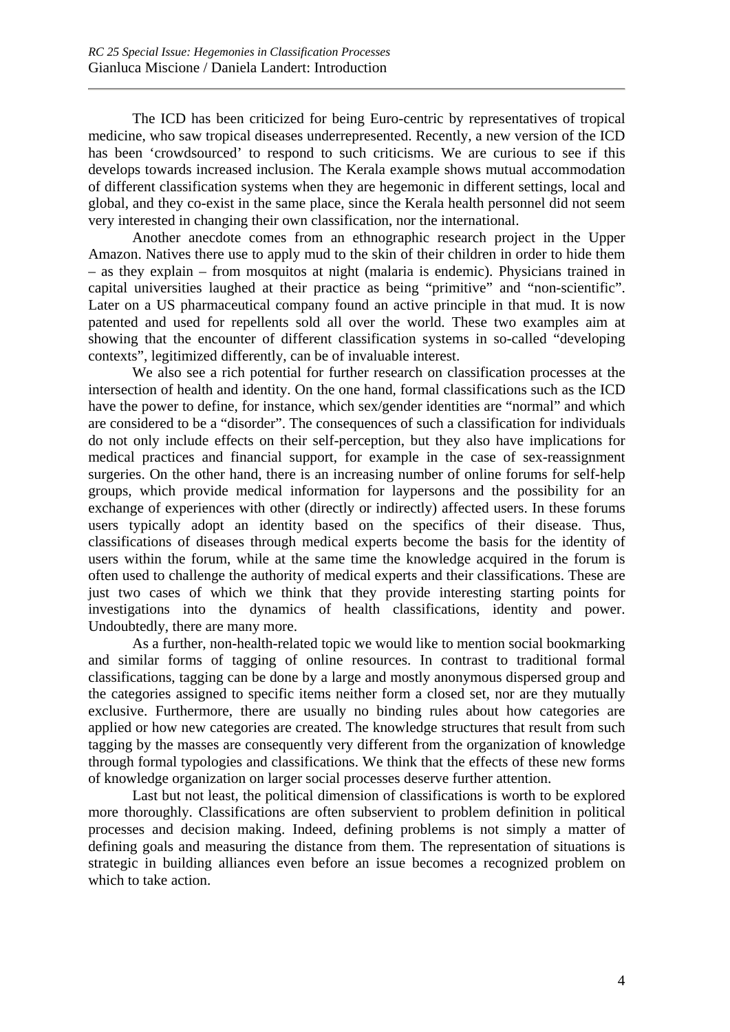The ICD has been criticized for being Euro-centric by representatives of tropical medicine, who saw tropical diseases underrepresented. Recently, a new version of the ICD has been 'crowdsourced' to respond to such criticisms. We are curious to see if this develops towards increased inclusion. The Kerala example shows mutual accommodation of different classification systems when they are hegemonic in different settings, local and global, and they co-exist in the same place, since the Kerala health personnel did not seem very interested in changing their own classification, nor the international.

Another anecdote comes from an ethnographic research project in the Upper Amazon. Natives there use to apply mud to the skin of their children in order to hide them – as they explain – from mosquitos at night (malaria is endemic). Physicians trained in capital universities laughed at their practice as being "primitive" and "non-scientific". Later on a US pharmaceutical company found an active principle in that mud. It is now patented and used for repellents sold all over the world. These two examples aim at showing that the encounter of different classification systems in so-called "developing contexts", legitimized differently, can be of invaluable interest.

We also see a rich potential for further research on classification processes at the intersection of health and identity. On the one hand, formal classifications such as the ICD have the power to define, for instance, which sex/gender identities are "normal" and which are considered to be a "disorder". The consequences of such a classification for individuals do not only include effects on their self-perception, but they also have implications for medical practices and financial support, for example in the case of sex-reassignment surgeries. On the other hand, there is an increasing number of online forums for self-help groups, which provide medical information for laypersons and the possibility for an exchange of experiences with other (directly or indirectly) affected users. In these forums users typically adopt an identity based on the specifics of their disease. Thus, classifications of diseases through medical experts become the basis for the identity of users within the forum, while at the same time the knowledge acquired in the forum is often used to challenge the authority of medical experts and their classifications. These are just two cases of which we think that they provide interesting starting points for investigations into the dynamics of health classifications, identity and power. Undoubtedly, there are many more.

As a further, non-health-related topic we would like to mention social bookmarking and similar forms of tagging of online resources. In contrast to traditional formal classifications, tagging can be done by a large and mostly anonymous dispersed group and the categories assigned to specific items neither form a closed set, nor are they mutually exclusive. Furthermore, there are usually no binding rules about how categories are applied or how new categories are created. The knowledge structures that result from such tagging by the masses are consequently very different from the organization of knowledge through formal typologies and classifications. We think that the effects of these new forms of knowledge organization on larger social processes deserve further attention.

Last but not least, the political dimension of classifications is worth to be explored more thoroughly. Classifications are often subservient to problem definition in political processes and decision making. Indeed, defining problems is not simply a matter of defining goals and measuring the distance from them. The representation of situations is strategic in building alliances even before an issue becomes a recognized problem on which to take action.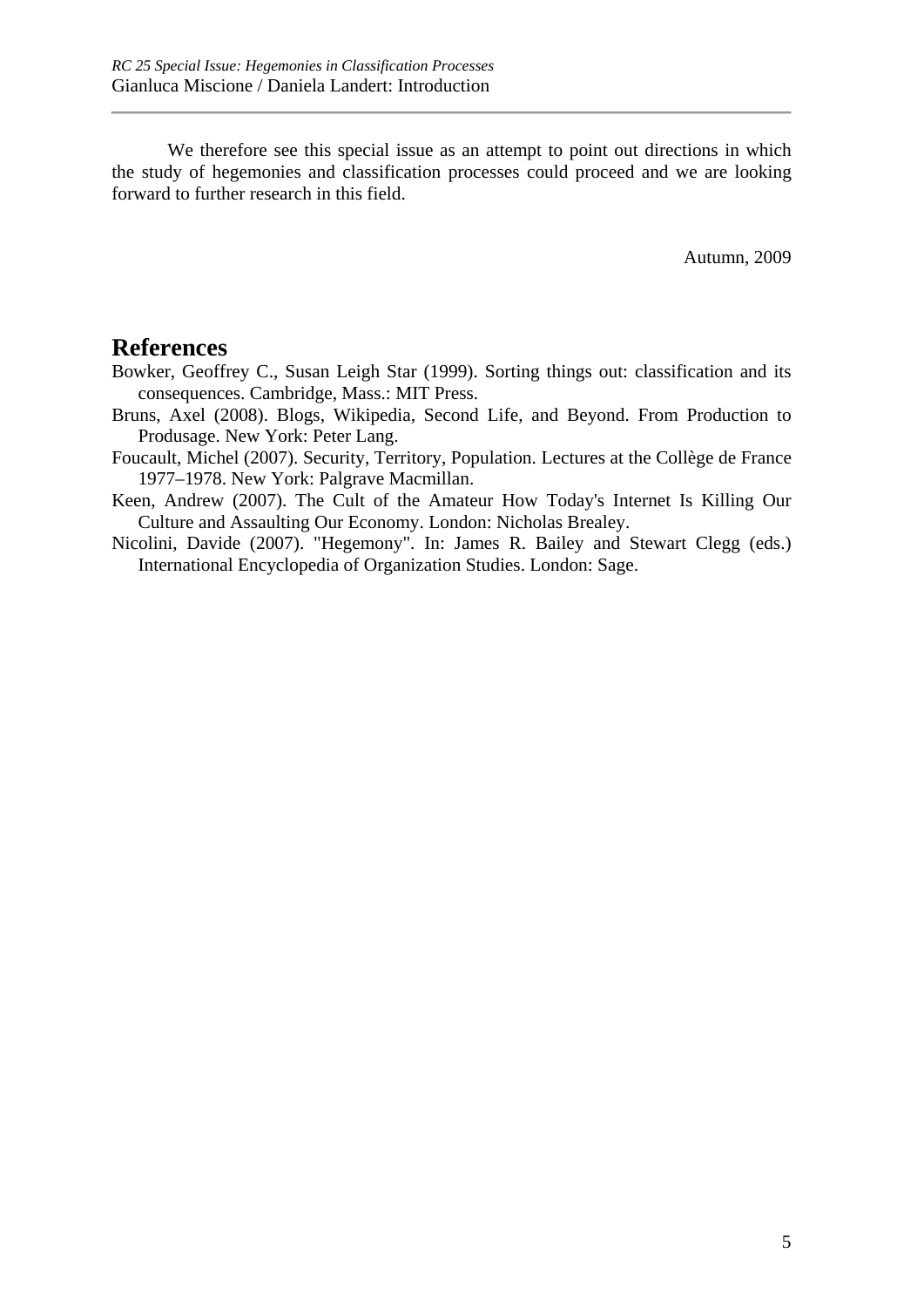We therefore see this special issue as an attempt to point out directions in which the study of hegemonies and classification processes could proceed and we are looking forward to further research in this field.

Autumn, 2009

## References

Bowker, Geoffrey C., Susan Leigh Star (1999). Sorting things out: classification and its consequences. Cambridge, Mass.: MIT Press.

Bruns, Axel (2008). Blogs, Wikipedia, Second Life, and Beyond. From Production to Produsage. New York: Peter Lang.

Foucault, Michel (2007). Security, Territory, Population. Lectures at the Collège de France 1977–1978. New York: Palgrave Macmillan.

Keen, Andrew (2007). The Cult of the Amateur How Today's Internet Is Killing Our Culture and Assaulting Our Economy. London: Nicholas Brealey.

Nicolini, Davide (2007). "Hegemony". In: James R. Bailey and Stewart Clegg (eds.) International Encyclopedia of Organization Studies. London: Sage.